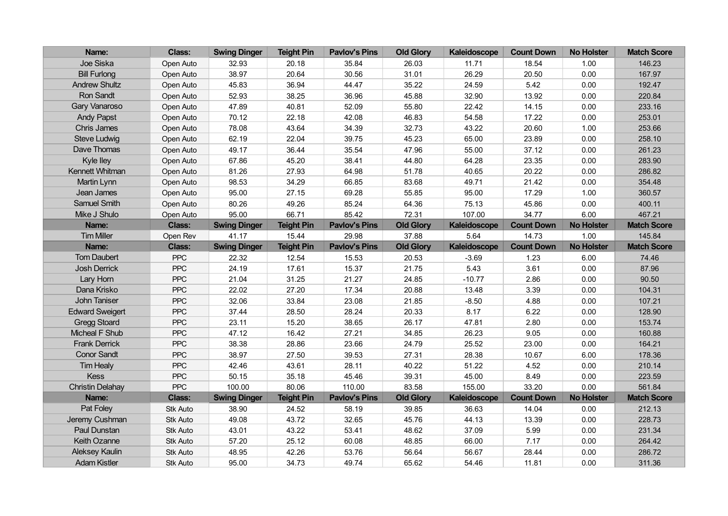| Name: | Class: | Swing Dinger | Teight Pin | Pavlov's Pins | Old Glory | Kaleidoscope | Count Down | No Holster | Match Score |
|---|---|---|---|---|---|---|---|---|---|
| Joe Siska | Open Auto | 32.93 | 20.18 | 35.84 | 26.03 | 11.71 | 18.54 | 1.00 | 146.23 |
| Bill Furlong | Open Auto | 38.97 | 20.64 | 30.56 | 31.01 | 26.29 | 20.50 | 0.00 | 167.97 |
| Andrew Shultz | Open Auto | 45.83 | 36.94 | 44.47 | 35.22 | 24.59 | 5.42 | 0.00 | 192.47 |
| Ron Sandt | Open Auto | 52.93 | 38.25 | 36.96 | 45.88 | 32.90 | 13.92 | 0.00 | 220.84 |
| Gary Vanaroso | Open Auto | 47.89 | 40.81 | 52.09 | 55.80 | 22.42 | 14.15 | 0.00 | 233.16 |
| Andy Papst | Open Auto | 70.12 | 22.18 | 42.08 | 46.83 | 54.58 | 17.22 | 0.00 | 253.01 |
| Chris James | Open Auto | 78.08 | 43.64 | 34.39 | 32.73 | 43.22 | 20.60 | 1.00 | 253.66 |
| Steve Ludwig | Open Auto | 62.19 | 22.04 | 39.75 | 45.23 | 65.00 | 23.89 | 0.00 | 258.10 |
| Dave Thomas | Open Auto | 49.17 | 36.44 | 35.54 | 47.96 | 55.00 | 37.12 | 0.00 | 261.23 |
| Kyle Iley | Open Auto | 67.86 | 45.20 | 38.41 | 44.80 | 64.28 | 23.35 | 0.00 | 283.90 |
| Kennett Whitman | Open Auto | 81.26 | 27.93 | 64.98 | 51.78 | 40.65 | 20.22 | 0.00 | 286.82 |
| Martin Lynn | Open Auto | 98.53 | 34.29 | 66.85 | 83.68 | 49.71 | 21.42 | 0.00 | 354.48 |
| Jean James | Open Auto | 95.00 | 27.15 | 69.28 | 55.85 | 95.00 | 17.29 | 1.00 | 360.57 |
| Samuel Smith | Open Auto | 80.26 | 49.26 | 85.24 | 64.36 | 75.13 | 45.86 | 0.00 | 400.11 |
| Mike J Shulo | Open Auto | 95.00 | 66.71 | 85.42 | 72.31 | 107.00 | 34.77 | 6.00 | 467.21 |
| **Name:** | **Class:** | **Swing Dinger** | **Teight Pin** | **Pavlov's Pins** | **Old Glory** | **Kaleidoscope** | **Count Down** | **No Holster** | **Match Score** |
| Tim Miller | Open Rev | 41.17 | 15.44 | 29.98 | 37.88 | 5.64 | 14.73 | 1.00 | 145.84 |
| **Name:** | **Class:** | **Swing Dinger** | **Teight Pin** | **Pavlov's Pins** | **Old Glory** | **Kaleidoscope** | **Count Down** | **No Holster** | **Match Score** |
| Tom Daubert | PPC | 22.32 | 12.54 | 15.53 | 20.53 | -3.69 | 1.23 | 6.00 | 74.46 |
| Josh Derrick | PPC | 24.19 | 17.61 | 15.37 | 21.75 | 5.43 | 3.61 | 0.00 | 87.96 |
| Lary Horn | PPC | 21.04 | 31.25 | 21.27 | 24.85 | -10.77 | 2.86 | 0.00 | 90.50 |
| Dana Krisko | PPC | 22.02 | 27.20 | 17.34 | 20.88 | 13.48 | 3.39 | 0.00 | 104.31 |
| John Taniser | PPC | 32.06 | 33.84 | 23.08 | 21.85 | -8.50 | 4.88 | 0.00 | 107.21 |
| Edward Sweigert | PPC | 37.44 | 28.50 | 28.24 | 20.33 | 8.17 | 6.22 | 0.00 | 128.90 |
| Gregg Stoard | PPC | 23.11 | 15.20 | 38.65 | 26.17 | 47.81 | 2.80 | 0.00 | 153.74 |
| Micheal F Shub | PPC | 47.12 | 16.42 | 27.21 | 34.85 | 26.23 | 9.05 | 0.00 | 160.88 |
| Frank Derrick | PPC | 38.38 | 28.86 | 23.66 | 24.79 | 25.52 | 23.00 | 0.00 | 164.21 |
| Conor Sandt | PPC | 38.97 | 27.50 | 39.53 | 27.31 | 28.38 | 10.67 | 6.00 | 178.36 |
| Tim Healy | PPC | 42.46 | 43.61 | 28.11 | 40.22 | 51.22 | 4.52 | 0.00 | 210.14 |
| Kess | PPC | 50.15 | 35.18 | 45.46 | 39.31 | 45.00 | 8.49 | 0.00 | 223.59 |
| Christin Delahay | PPC | 100.00 | 80.06 | 110.00 | 83.58 | 155.00 | 33.20 | 0.00 | 561.84 |
| **Name:** | **Class:** | **Swing Dinger** | **Teight Pin** | **Pavlov's Pins** | **Old Glory** | **Kaleidoscope** | **Count Down** | **No Holster** | **Match Score** |
| Pat Foley | Stk Auto | 38.90 | 24.52 | 58.19 | 39.85 | 36.63 | 14.04 | 0.00 | 212.13 |
| Jeremy Cushman | Stk Auto | 49.08 | 43.72 | 32.65 | 45.76 | 44.13 | 13.39 | 0.00 | 228.73 |
| Paul Dunstan | Stk Auto | 43.01 | 43.22 | 53.41 | 48.62 | 37.09 | 5.99 | 0.00 | 231.34 |
| Keith Ozanne | Stk Auto | 57.20 | 25.12 | 60.08 | 48.85 | 66.00 | 7.17 | 0.00 | 264.42 |
| Aleksey Kaulin | Stk Auto | 48.95 | 42.26 | 53.76 | 56.64 | 56.67 | 28.44 | 0.00 | 286.72 |
| Adam Kistler | Stk Auto | 95.00 | 34.73 | 49.74 | 65.62 | 54.46 | 11.81 | 0.00 | 311.36 |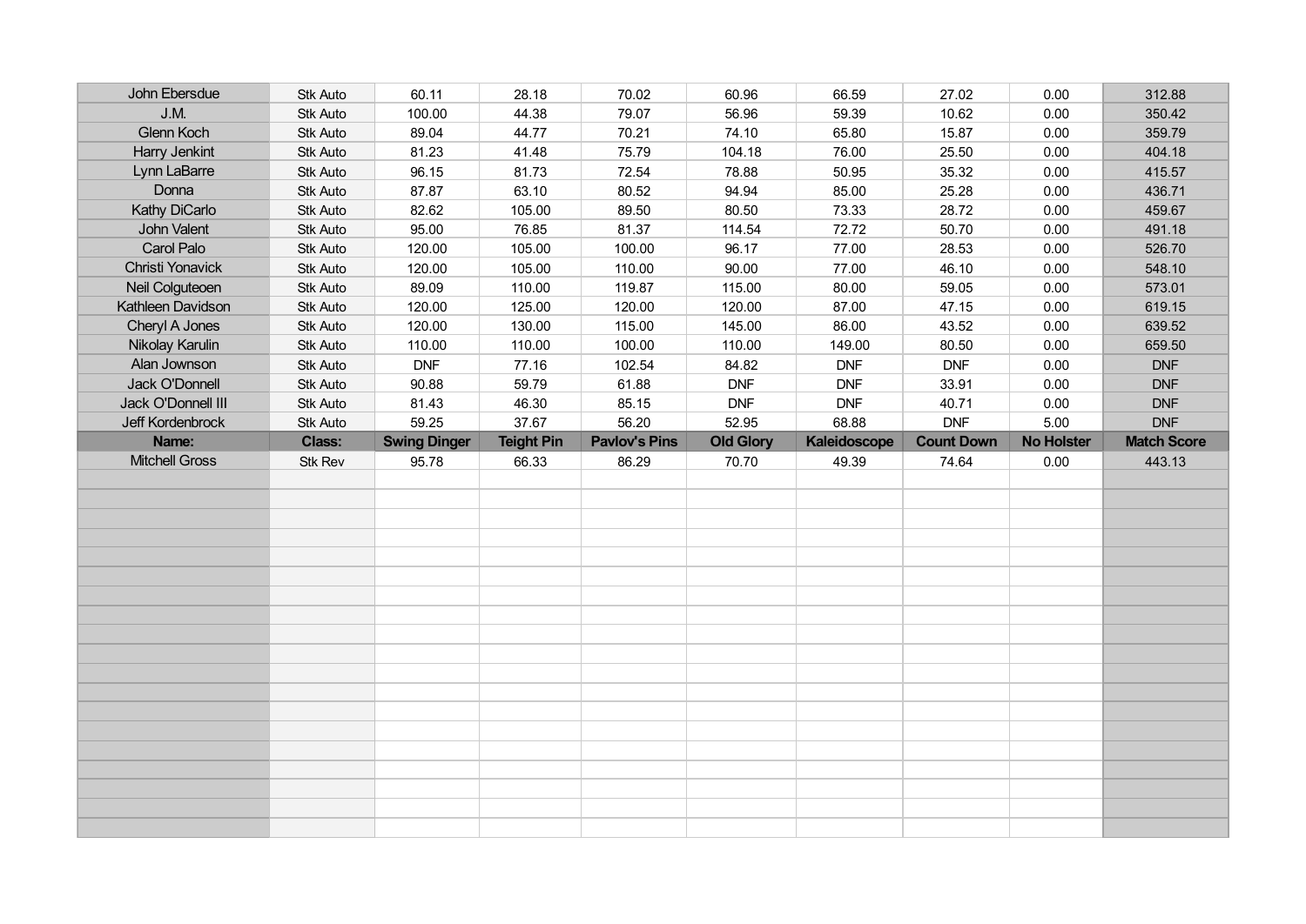| | | | | | | | | | |
|---|---|---|---|---|---|---|---|---|---|
| John Ebersdue | Stk Auto | 60.11 | 28.18 | 70.02 | 60.96 | 66.59 | 27.02 | 0.00 | 312.88 |
| J.M. | Stk Auto | 100.00 | 44.38 | 79.07 | 56.96 | 59.39 | 10.62 | 0.00 | 350.42 |
| Glenn Koch | Stk Auto | 89.04 | 44.77 | 70.21 | 74.10 | 65.80 | 15.87 | 0.00 | 359.79 |
| Harry Jenkint | Stk Auto | 81.23 | 41.48 | 75.79 | 104.18 | 76.00 | 25.50 | 0.00 | 404.18 |
| Lynn LaBarre | Stk Auto | 96.15 | 81.73 | 72.54 | 78.88 | 50.95 | 35.32 | 0.00 | 415.57 |
| Donna | Stk Auto | 87.87 | 63.10 | 80.52 | 94.94 | 85.00 | 25.28 | 0.00 | 436.71 |
| Kathy DiCarlo | Stk Auto | 82.62 | 105.00 | 89.50 | 80.50 | 73.33 | 28.72 | 0.00 | 459.67 |
| John Valent | Stk Auto | 95.00 | 76.85 | 81.37 | 114.54 | 72.72 | 50.70 | 0.00 | 491.18 |
| Carol Palo | Stk Auto | 120.00 | 105.00 | 100.00 | 96.17 | 77.00 | 28.53 | 0.00 | 526.70 |
| Christi Yonavick | Stk Auto | 120.00 | 105.00 | 110.00 | 90.00 | 77.00 | 46.10 | 0.00 | 548.10 |
| Neil Colguteoen | Stk Auto | 89.09 | 110.00 | 119.87 | 115.00 | 80.00 | 59.05 | 0.00 | 573.01 |
| Kathleen Davidson | Stk Auto | 120.00 | 125.00 | 120.00 | 120.00 | 87.00 | 47.15 | 0.00 | 619.15 |
| Cheryl A Jones | Stk Auto | 120.00 | 130.00 | 115.00 | 145.00 | 86.00 | 43.52 | 0.00 | 639.52 |
| Nikolay Karulin | Stk Auto | 110.00 | 110.00 | 100.00 | 110.00 | 149.00 | 80.50 | 0.00 | 659.50 |
| Alan Jownson | Stk Auto | DNF | 77.16 | 102.54 | 84.82 | DNF | DNF | 0.00 | DNF |
| Jack O'Donnell | Stk Auto | 90.88 | 59.79 | 61.88 | DNF | DNF | 33.91 | 0.00 | DNF |
| Jack O'Donnell III | Stk Auto | 81.43 | 46.30 | 85.15 | DNF | DNF | 40.71 | 0.00 | DNF |
| Jeff Kordenbrock | Stk Auto | 59.25 | 37.67 | 56.20 | 52.95 | 68.88 | DNF | 5.00 | DNF |
| **Name:** | **Class:** | **Swing Dinger** | **Teight Pin** | **Pavlov's Pins** | **Old Glory** | **Kaleidoscope** | **Count Down** | **No Holster** | **Match Score** |
| Mitchell Gross | Stk Rev | 95.78 | 66.33 | 86.29 | 70.70 | 49.39 | 74.64 | 0.00 | 443.13 |